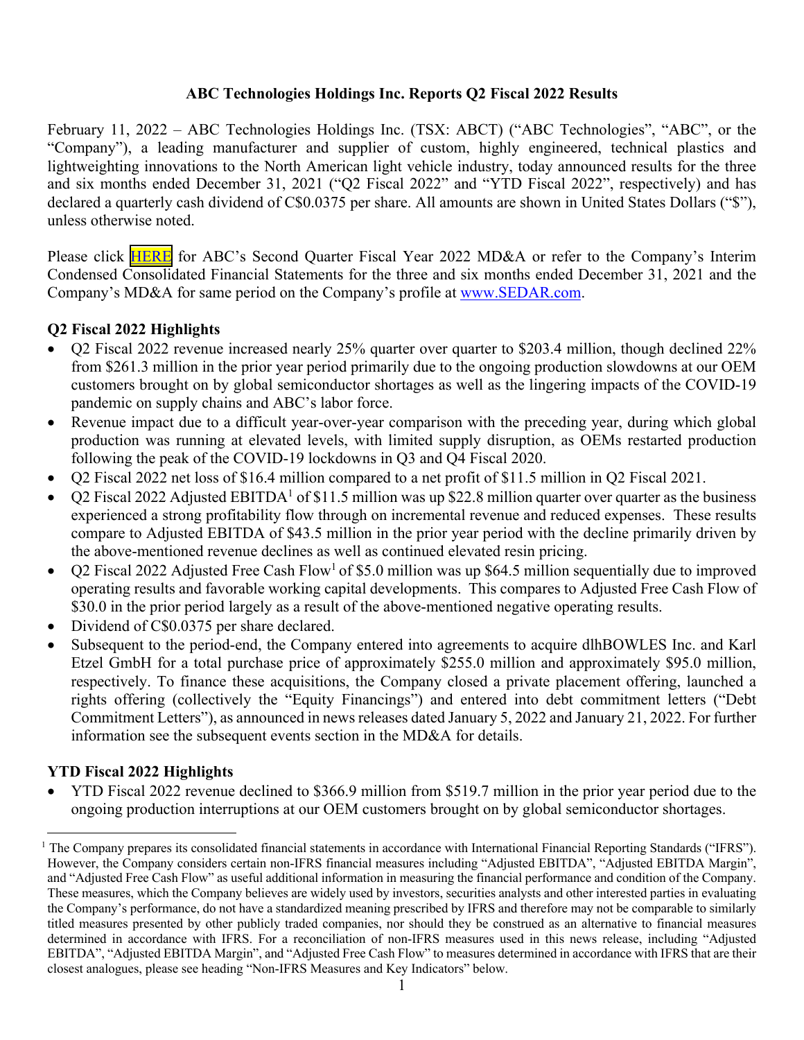**ABC Technologies Holdings Inc. Reports Q2 Fiscal 2022 Results**

February 11, 2022 – ABC Technologies Holdings Inc. (TSX: ABCT) ("ABC Technologies", "ABC", or the "Company"), a leading manufacturer and supplier of custom, highly engineered, technical plastics and lightweighting innovations to the North American light vehicle industry, today announced results for the three and six months ended December 31, 2021 ("Q2 Fiscal 2022" and "YTD Fiscal 2022", respectively) and has declared a quarterly cash dividend of C$0.0375 per share. All amounts are shown in United States Dollars ("$"), unless otherwise noted.

Please click HERE for ABC's Second Quarter Fiscal Year 2022 MD&A or refer to the Company's Interim Condensed Consolidated Financial Statements for the three and six months ended December 31, 2021 and the Company's MD&A for same period on the Company's profile at www.SEDAR.com.

## Q2 Fiscal 2022 Highlights

- Q2 Fiscal 2022 revenue increased nearly 25% quarter over quarter to $203.4 million, though declined 22% from $261.3 million in the prior year period primarily due to the ongoing production slowdowns at our OEM customers brought on by global semiconductor shortages as well as the lingering impacts of the COVID-19 pandemic on supply chains and ABC's labor force.
- Revenue impact due to a difficult year-over-year comparison with the preceding year, during which global production was running at elevated levels, with limited supply disruption, as OEMs restarted production following the peak of the COVID-19 lockdowns in Q3 and Q4 Fiscal 2020.
- Q2 Fiscal 2022 net loss of $16.4 million compared to a net profit of $11.5 million in Q2 Fiscal 2021.
- Q2 Fiscal 2022 Adjusted EBITDA[1] of $11.5 million was up $22.8 million quarter over quarter as the business experienced a strong profitability flow through on incremental revenue and reduced expenses. These results compare to Adjusted EBITDA of $43.5 million in the prior year period with the decline primarily driven by the above-mentioned revenue declines as well as continued elevated resin pricing.
- Q2 Fiscal 2022 Adjusted Free Cash Flow[1] of $5.0 million was up $64.5 million sequentially due to improved operating results and favorable working capital developments. This compares to Adjusted Free Cash Flow of $30.0 in the prior period largely as a result of the above-mentioned negative operating results.
- Dividend of C$0.0375 per share declared.
- Subsequent to the period-end, the Company entered into agreements to acquire dlhBOWLES Inc. and Karl Etzel GmbH for a total purchase price of approximately $255.0 million and approximately $95.0 million, respectively. To finance these acquisitions, the Company closed a private placement offering, launched a rights offering (collectively the "Equity Financings") and entered into debt commitment letters ("Debt Commitment Letters"), as announced in news releases dated January 5, 2022 and January 21, 2022. For further information see the subsequent events section in the MD&A for details.

## YTD Fiscal 2022 Highlights

- YTD Fiscal 2022 revenue declined to $366.9 million from $519.7 million in the prior year period due to the ongoing production interruptions at our OEM customers brought on by global semiconductor shortages.

[1] The Company prepares its consolidated financial statements in accordance with International Financial Reporting Standards ("IFRS"). However, the Company considers certain non-IFRS financial measures including "Adjusted EBITDA", "Adjusted EBITDA Margin", and "Adjusted Free Cash Flow" as useful additional information in measuring the financial performance and condition of the Company. These measures, which the Company believes are widely used by investors, securities analysts and other interested parties in evaluating the Company's performance, do not have a standardized meaning prescribed by IFRS and therefore may not be comparable to similarly titled measures presented by other publicly traded companies, nor should they be construed as an alternative to financial measures determined in accordance with IFRS. For a reconciliation of non-IFRS measures used in this news release, including "Adjusted EBITDA", "Adjusted EBITDA Margin", and "Adjusted Free Cash Flow" to measures determined in accordance with IFRS that are their closest analogues, please see heading "Non-IFRS Measures and Key Indicators" below.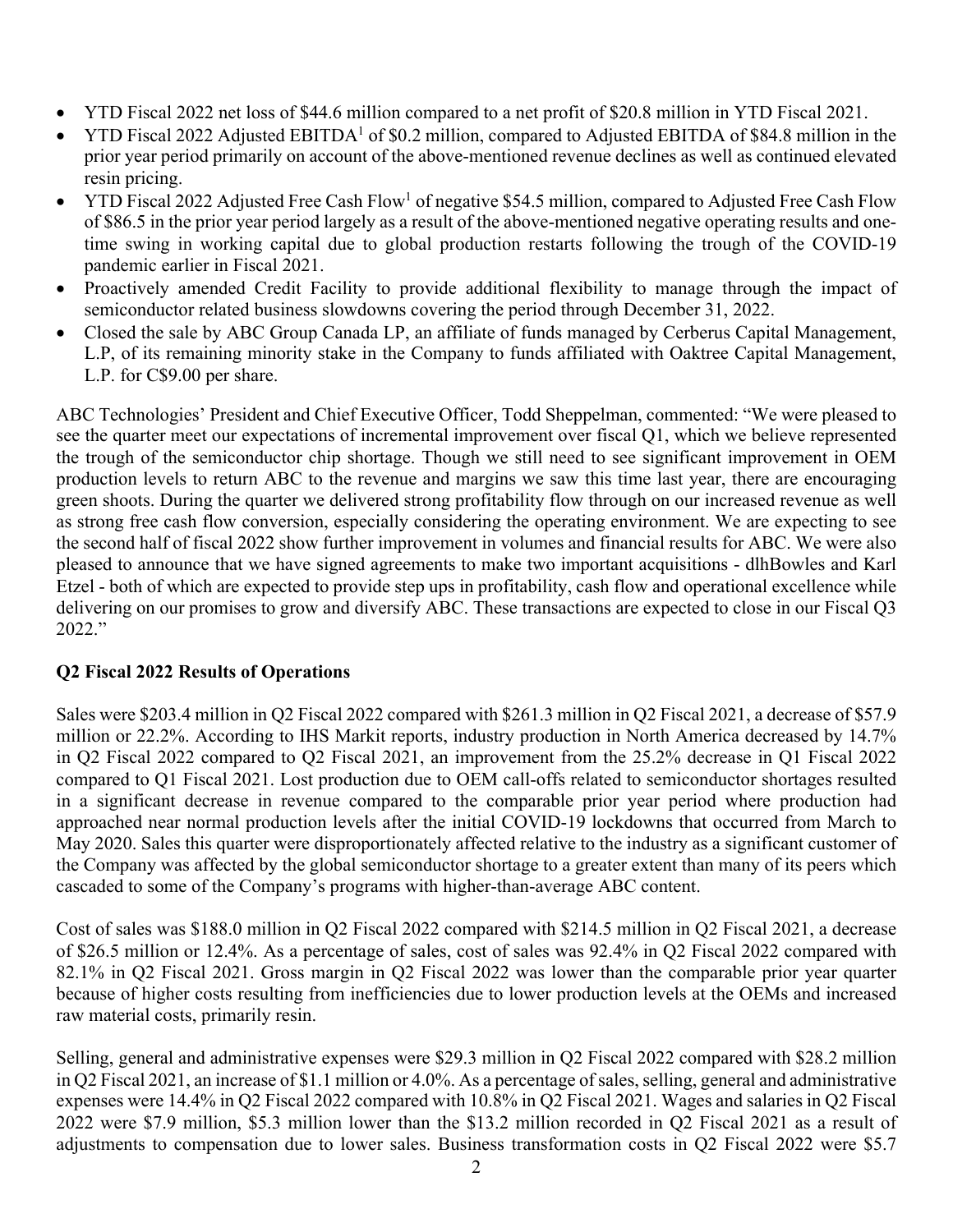- YTD Fiscal 2022 net loss of $44.6 million compared to a net profit of $20.8 million in YTD Fiscal 2021.
- YTD Fiscal 2022 Adjusted EBITDA[1] of $0.2 million, compared to Adjusted EBITDA of $84.8 million in the prior year period primarily on account of the above-mentioned revenue declines as well as continued elevated resin pricing.
- YTD Fiscal 2022 Adjusted Free Cash Flow[1] of negative $54.5 million, compared to Adjusted Free Cash Flow of $86.5 in the prior year period largely as a result of the above-mentioned negative operating results and one-time swing in working capital due to global production restarts following the trough of the COVID-19 pandemic earlier in Fiscal 2021.
- Proactively amended Credit Facility to provide additional flexibility to manage through the impact of semiconductor related business slowdowns covering the period through December 31, 2022.
- Closed the sale by ABC Group Canada LP, an affiliate of funds managed by Cerberus Capital Management, L.P, of its remaining minority stake in the Company to funds affiliated with Oaktree Capital Management, L.P. for C$9.00 per share.

ABC Technologies' President and Chief Executive Officer, Todd Sheppelman, commented: "We were pleased to see the quarter meet our expectations of incremental improvement over fiscal Q1, which we believe represented the trough of the semiconductor chip shortage. Though we still need to see significant improvement in OEM production levels to return ABC to the revenue and margins we saw this time last year, there are encouraging green shoots. During the quarter we delivered strong profitability flow through on our increased revenue as well as strong free cash flow conversion, especially considering the operating environment. We are expecting to see the second half of fiscal 2022 show further improvement in volumes and financial results for ABC. We were also pleased to announce that we have signed agreements to make two important acquisitions - dlhBowles and Karl Etzel - both of which are expected to provide step ups in profitability, cash flow and operational excellence while delivering on our promises to grow and diversify ABC. These transactions are expected to close in our Fiscal Q3 2022."

**Q2 Fiscal 2022 Results of Operations**

Sales were $203.4 million in Q2 Fiscal 2022 compared with $261.3 million in Q2 Fiscal 2021, a decrease of $57.9 million or 22.2%. According to IHS Markit reports, industry production in North America decreased by 14.7% in Q2 Fiscal 2022 compared to Q2 Fiscal 2021, an improvement from the 25.2% decrease in Q1 Fiscal 2022 compared to Q1 Fiscal 2021. Lost production due to OEM call-offs related to semiconductor shortages resulted in a significant decrease in revenue compared to the comparable prior year period where production had approached near normal production levels after the initial COVID-19 lockdowns that occurred from March to May 2020. Sales this quarter were disproportionately affected relative to the industry as a significant customer of the Company was affected by the global semiconductor shortage to a greater extent than many of its peers which cascaded to some of the Company's programs with higher-than-average ABC content.

Cost of sales was $188.0 million in Q2 Fiscal 2022 compared with $214.5 million in Q2 Fiscal 2021, a decrease of $26.5 million or 12.4%. As a percentage of sales, cost of sales was 92.4% in Q2 Fiscal 2022 compared with 82.1% in Q2 Fiscal 2021. Gross margin in Q2 Fiscal 2022 was lower than the comparable prior year quarter because of higher costs resulting from inefficiencies due to lower production levels at the OEMs and increased raw material costs, primarily resin.

Selling, general and administrative expenses were $29.3 million in Q2 Fiscal 2022 compared with $28.2 million in Q2 Fiscal 2021, an increase of $1.1 million or 4.0%. As a percentage of sales, selling, general and administrative expenses were 14.4% in Q2 Fiscal 2022 compared with 10.8% in Q2 Fiscal 2021. Wages and salaries in Q2 Fiscal 2022 were $7.9 million, $5.3 million lower than the $13.2 million recorded in Q2 Fiscal 2021 as a result of adjustments to compensation due to lower sales. Business transformation costs in Q2 Fiscal 2022 were $5.7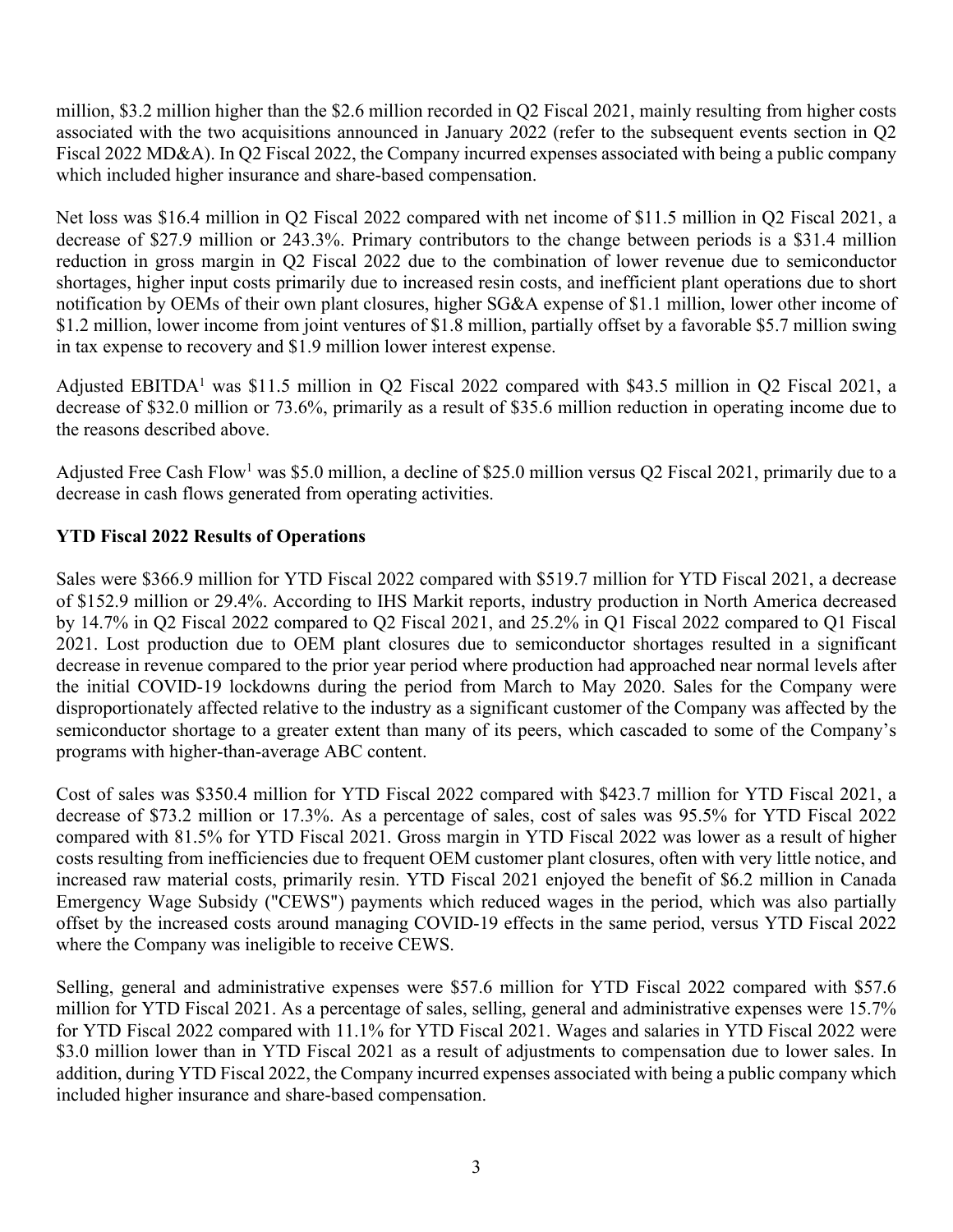million, $3.2 million higher than the $2.6 million recorded in Q2 Fiscal 2021, mainly resulting from higher costs associated with the two acquisitions announced in January 2022 (refer to the subsequent events section in Q2 Fiscal 2022 MD&A). In Q2 Fiscal 2022, the Company incurred expenses associated with being a public company which included higher insurance and share-based compensation.

Net loss was $16.4 million in Q2 Fiscal 2022 compared with net income of $11.5 million in Q2 Fiscal 2021, a decrease of $27.9 million or 243.3%. Primary contributors to the change between periods is a $31.4 million reduction in gross margin in Q2 Fiscal 2022 due to the combination of lower revenue due to semiconductor shortages, higher input costs primarily due to increased resin costs, and inefficient plant operations due to short notification by OEMs of their own plant closures, higher SG&A expense of $1.1 million, lower other income of $1.2 million, lower income from joint ventures of $1.8 million, partially offset by a favorable $5.7 million swing in tax expense to recovery and $1.9 million lower interest expense.

Adjusted EBITDA[1] was $11.5 million in Q2 Fiscal 2022 compared with $43.5 million in Q2 Fiscal 2021, a decrease of $32.0 million or 73.6%, primarily as a result of $35.6 million reduction in operating income due to the reasons described above.

Adjusted Free Cash Flow[1] was $5.0 million, a decline of $25.0 million versus Q2 Fiscal 2021, primarily due to a decrease in cash flows generated from operating activities.

**YTD Fiscal 2022 Results of Operations**

Sales were $366.9 million for YTD Fiscal 2022 compared with $519.7 million for YTD Fiscal 2021, a decrease of $152.9 million or 29.4%. According to IHS Markit reports, industry production in North America decreased by 14.7% in Q2 Fiscal 2022 compared to Q2 Fiscal 2021, and 25.2% in Q1 Fiscal 2022 compared to Q1 Fiscal 2021. Lost production due to OEM plant closures due to semiconductor shortages resulted in a significant decrease in revenue compared to the prior year period where production had approached near normal levels after the initial COVID-19 lockdowns during the period from March to May 2020. Sales for the Company were disproportionately affected relative to the industry as a significant customer of the Company was affected by the semiconductor shortage to a greater extent than many of its peers, which cascaded to some of the Company's programs with higher-than-average ABC content.

Cost of sales was $350.4 million for YTD Fiscal 2022 compared with $423.7 million for YTD Fiscal 2021, a decrease of $73.2 million or 17.3%. As a percentage of sales, cost of sales was 95.5% for YTD Fiscal 2022 compared with 81.5% for YTD Fiscal 2021. Gross margin in YTD Fiscal 2022 was lower as a result of higher costs resulting from inefficiencies due to frequent OEM customer plant closures, often with very little notice, and increased raw material costs, primarily resin. YTD Fiscal 2021 enjoyed the benefit of $6.2 million in Canada Emergency Wage Subsidy ("CEWS") payments which reduced wages in the period, which was also partially offset by the increased costs around managing COVID-19 effects in the same period, versus YTD Fiscal 2022 where the Company was ineligible to receive CEWS.

Selling, general and administrative expenses were $57.6 million for YTD Fiscal 2022 compared with $57.6 million for YTD Fiscal 2021. As a percentage of sales, selling, general and administrative expenses were 15.7% for YTD Fiscal 2022 compared with 11.1% for YTD Fiscal 2021. Wages and salaries in YTD Fiscal 2022 were $3.0 million lower than in YTD Fiscal 2021 as a result of adjustments to compensation due to lower sales. In addition, during YTD Fiscal 2022, the Company incurred expenses associated with being a public company which included higher insurance and share-based compensation.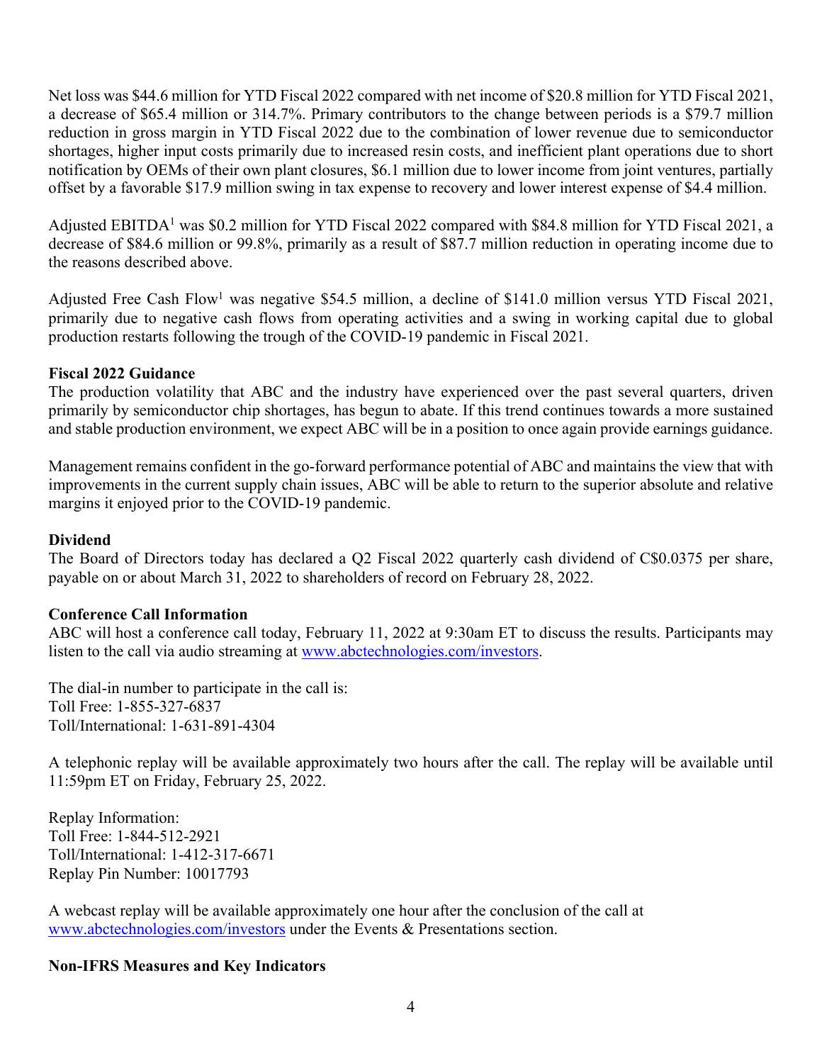Net loss was $44.6 million for YTD Fiscal 2022 compared with net income of $20.8 million for YTD Fiscal 2021, a decrease of $65.4 million or 314.7%. Primary contributors to the change between periods is a $79.7 million reduction in gross margin in YTD Fiscal 2022 due to the combination of lower revenue due to semiconductor shortages, higher input costs primarily due to increased resin costs, and inefficient plant operations due to short notification by OEMs of their own plant closures, $6.1 million due to lower income from joint ventures, partially offset by a favorable $17.9 million swing in tax expense to recovery and lower interest expense of $4.4 million.

Adjusted EBITDA[1] was $0.2 million for YTD Fiscal 2022 compared with $84.8 million for YTD Fiscal 2021, a decrease of $84.6 million or 99.8%, primarily as a result of $87.7 million reduction in operating income due to the reasons described above.

Adjusted Free Cash Flow[1] was negative $54.5 million, a decline of $141.0 million versus YTD Fiscal 2021, primarily due to negative cash flows from operating activities and a swing in working capital due to global production restarts following the trough of the COVID-19 pandemic in Fiscal 2021.

**Fiscal 2022 Guidance**

The production volatility that ABC and the industry have experienced over the past several quarters, driven primarily by semiconductor chip shortages, has begun to abate. If this trend continues towards a more sustained and stable production environment, we expect ABC will be in a position to once again provide earnings guidance.

Management remains confident in the go-forward performance potential of ABC and maintains the view that with improvements in the current supply chain issues, ABC will be able to return to the superior absolute and relative margins it enjoyed prior to the COVID-19 pandemic.

**Dividend**

The Board of Directors today has declared a Q2 Fiscal 2022 quarterly cash dividend of C$0.0375 per share, payable on or about March 31, 2022 to shareholders of record on February 28, 2022.

**Conference Call Information**

ABC will host a conference call today, February 11, 2022 at 9:30am ET to discuss the results. Participants may listen to the call via audio streaming at www.abctechnologies.com/investors.

The dial-in number to participate in the call is:
Toll Free: 1-855-327-6837
Toll/International: 1-631-891-4304

A telephonic replay will be available approximately two hours after the call. The replay will be available until 11:59pm ET on Friday, February 25, 2022.

Replay Information:
Toll Free: 1-844-512-2921
Toll/International: 1-412-317-6671
Replay Pin Number: 10017793

A webcast replay will be available approximately one hour after the conclusion of the call at www.abctechnologies.com/investors under the Events & Presentations section.

**Non-IFRS Measures and Key Indicators**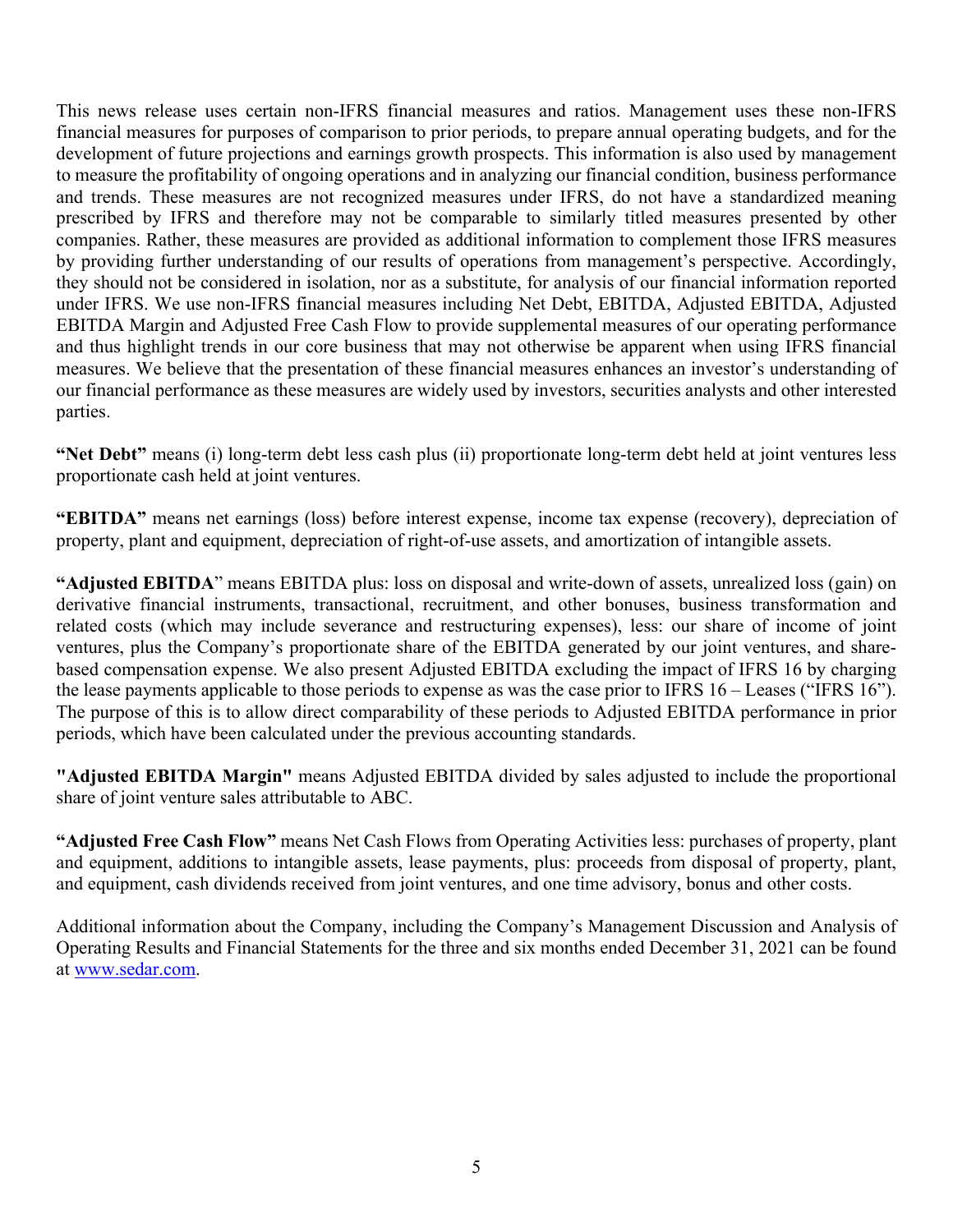This news release uses certain non-IFRS financial measures and ratios. Management uses these non-IFRS financial measures for purposes of comparison to prior periods, to prepare annual operating budgets, and for the development of future projections and earnings growth prospects. This information is also used by management to measure the profitability of ongoing operations and in analyzing our financial condition, business performance and trends. These measures are not recognized measures under IFRS, do not have a standardized meaning prescribed by IFRS and therefore may not be comparable to similarly titled measures presented by other companies. Rather, these measures are provided as additional information to complement those IFRS measures by providing further understanding of our results of operations from management's perspective. Accordingly, they should not be considered in isolation, nor as a substitute, for analysis of our financial information reported under IFRS. We use non-IFRS financial measures including Net Debt, EBITDA, Adjusted EBITDA, Adjusted EBITDA Margin and Adjusted Free Cash Flow to provide supplemental measures of our operating performance and thus highlight trends in our core business that may not otherwise be apparent when using IFRS financial measures. We believe that the presentation of these financial measures enhances an investor's understanding of our financial performance as these measures are widely used by investors, securities analysts and other interested parties.

**"Net Debt"** means (i) long-term debt less cash plus (ii) proportionate long-term debt held at joint ventures less proportionate cash held at joint ventures.

**"EBITDA"** means net earnings (loss) before interest expense, income tax expense (recovery), depreciation of property, plant and equipment, depreciation of right-of-use assets, and amortization of intangible assets.

**"Adjusted EBITDA"** means EBITDA plus: loss on disposal and write-down of assets, unrealized loss (gain) on derivative financial instruments, transactional, recruitment, and other bonuses, business transformation and related costs (which may include severance and restructuring expenses), less: our share of income of joint ventures, plus the Company's proportionate share of the EBITDA generated by our joint ventures, and share-based compensation expense. We also present Adjusted EBITDA excluding the impact of IFRS 16 by charging the lease payments applicable to those periods to expense as was the case prior to IFRS 16 – Leases ("IFRS 16"). The purpose of this is to allow direct comparability of these periods to Adjusted EBITDA performance in prior periods, which have been calculated under the previous accounting standards.

**"Adjusted EBITDA Margin"** means Adjusted EBITDA divided by sales adjusted to include the proportional share of joint venture sales attributable to ABC.

**"Adjusted Free Cash Flow"** means Net Cash Flows from Operating Activities less: purchases of property, plant and equipment, additions to intangible assets, lease payments, plus: proceeds from disposal of property, plant, and equipment, cash dividends received from joint ventures, and one time advisory, bonus and other costs.

Additional information about the Company, including the Company's Management Discussion and Analysis of Operating Results and Financial Statements for the three and six months ended December 31, 2021 can be found at www.sedar.com.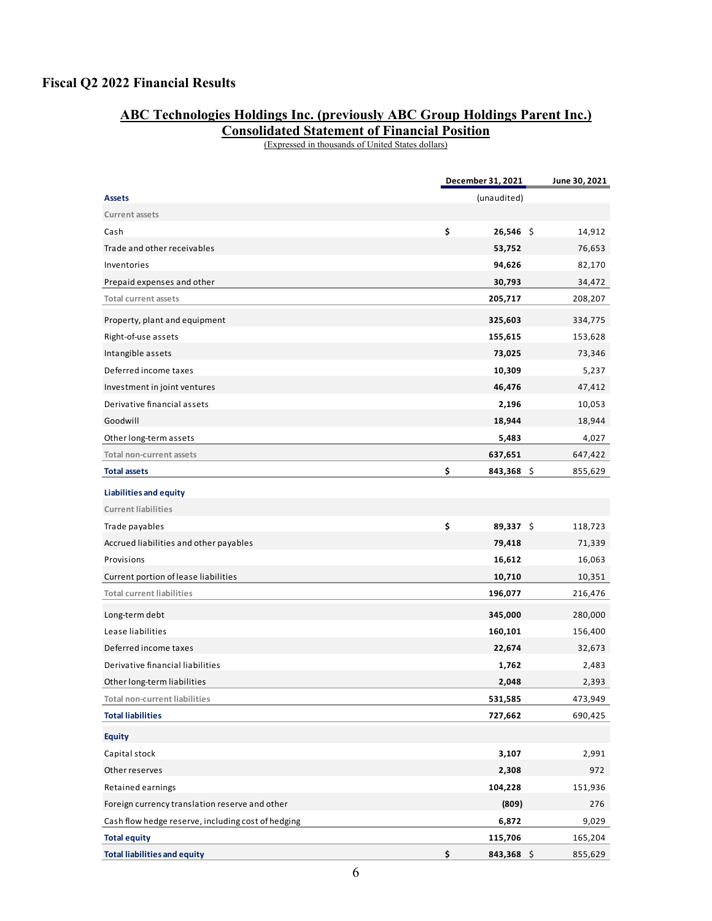# Fiscal Q2 2022 Financial Results

## ABC Technologies Holdings Inc. (previously ABC Group Holdings Parent Inc.)
## Consolidated Statement of Financial Position

(Expressed in thousands of United States dollars)

| | December 31, 2021 | June 30, 2021 |
|---|---|---|
| **Assets** | (unaudited) | |
| Current assets | | |
| Cash | $ **26,546** | $ 14,912 |
| Trade and other receivables | **53,752** | 76,653 |
| Inventories | **94,626** | 82,170 |
| Prepaid expenses and other | **30,793** | 34,472 |
| Total current assets | **205,717** | 208,207 |
| Property, plant and equipment | **325,603** | 334,775 |
| Right-of-use assets | **155,615** | 153,628 |
| Intangible assets | **73,025** | 73,346 |
| Deferred income taxes | **10,309** | 5,237 |
| Investment in joint ventures | **46,476** | 47,412 |
| Derivative financial assets | **2,196** | 10,053 |
| Goodwill | **18,944** | 18,944 |
| Other long-term assets | **5,483** | 4,027 |
| Total non-current assets | **637,651** | 647,422 |
| **Total assets** | $ **843,368** | $ 855,629 |
| **Liabilities and equity** | | |
| Current liabilities | | |
| Trade payables | $ **89,337** | $ 118,723 |
| Accrued liabilities and other payables | **79,418** | 71,339 |
| Provisions | **16,612** | 16,063 |
| Current portion of lease liabilities | **10,710** | 10,351 |
| Total current liabilities | **196,077** | 216,476 |
| Long-term debt | **345,000** | 280,000 |
| Lease liabilities | **160,101** | 156,400 |
| Deferred income taxes | **22,674** | 32,673 |
| Derivative financial liabilities | **1,762** | 2,483 |
| Other long-term liabilities | **2,048** | 2,393 |
| Total non-current liabilities | **531,585** | 473,949 |
| **Total liabilities** | **727,662** | 690,425 |
| **Equity** | | |
| Capital stock | **3,107** | 2,991 |
| Other reserves | **2,308** | 972 |
| Retained earnings | **104,228** | 151,936 |
| Foreign currency translation reserve and other | **(809)** | 276 |
| Cash flow hedge reserve, including cost of hedging | **6,872** | 9,029 |
| **Total equity** | **115,706** | 165,204 |
| **Total liabilities and equity** | $ **843,368** | $ 855,629 |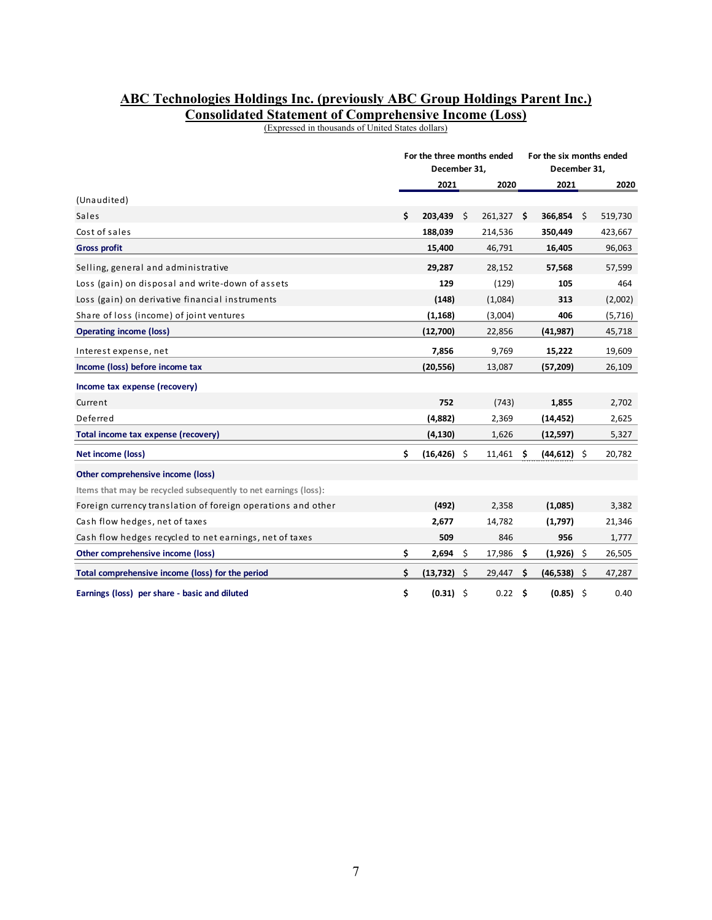# ABC Technologies Holdings Inc. (previously ABC Group Holdings Parent Inc.)

## Consolidated Statement of Comprehensive Income (Loss)

(Expressed in thousands of United States dollars)

| | For the three months ended December 31, | | For the six months ended December 31, | |
|---|---|---|---|---|
| | **2021** | **2020** | **2021** | **2020** |
| (Unaudited) | | | | |
| Sales | **$ 203,439** | $ 261,327 | **$ 366,854** | $ 519,730 |
| Cost of sales | **188,039** | 214,536 | **350,449** | 423,667 |
| **Gross profit** | **15,400** | 46,791 | **16,405** | 96,063 |
| Selling, general and administrative | **29,287** | 28,152 | **57,568** | 57,599 |
| Loss (gain) on disposal and write-down of assets | **129** | (129) | **105** | 464 |
| Loss (gain) on derivative financial instruments | **(148)** | (1,084) | **313** | (2,002) |
| Share of loss (income) of joint ventures | **(1,168)** | (3,004) | **406** | (5,716) |
| **Operating income (loss)** | **(12,700)** | 22,856 | **(41,987)** | 45,718 |
| Interest expense, net | **7,856** | 9,769 | **15,222** | 19,609 |
| **Income (loss) before income tax** | **(20,556)** | 13,087 | **(57,209)** | 26,109 |
| **Income tax expense (recovery)** | | | | |
| Current | **752** | (743) | **1,855** | 2,702 |
| Deferred | **(4,882)** | 2,369 | **(14,452)** | 2,625 |
| **Total income tax expense (recovery)** | **(4,130)** | 1,626 | **(12,597)** | 5,327 |
| **Net income (loss)** | **$ (16,426)** | $ 11,461 | **$ (44,612)** | $ 20,782 |
| **Other comprehensive income (loss)** | | | | |
| Items that may be recycled subsequently to net earnings (loss): | | | | |
| Foreign currency translation of foreign operations and other | **(492)** | 2,358 | **(1,085)** | 3,382 |
| Cash flow hedges, net of taxes | **2,677** | 14,782 | **(1,797)** | 21,346 |
| Cash flow hedges recycled to net earnings, net of taxes | **509** | 846 | **956** | 1,777 |
| **Other comprehensive income (loss)** | **$ 2,694** | $ 17,986 | **$ (1,926)** | $ 26,505 |
| **Total comprehensive income (loss) for the period** | **$ (13,732)** | $ 29,447 | **$ (46,538)** | $ 47,287 |
| **Earnings (loss) per share - basic and diluted** | **$ (0.31)** | $ 0.22 | **$ (0.85)** | $ 0.40 |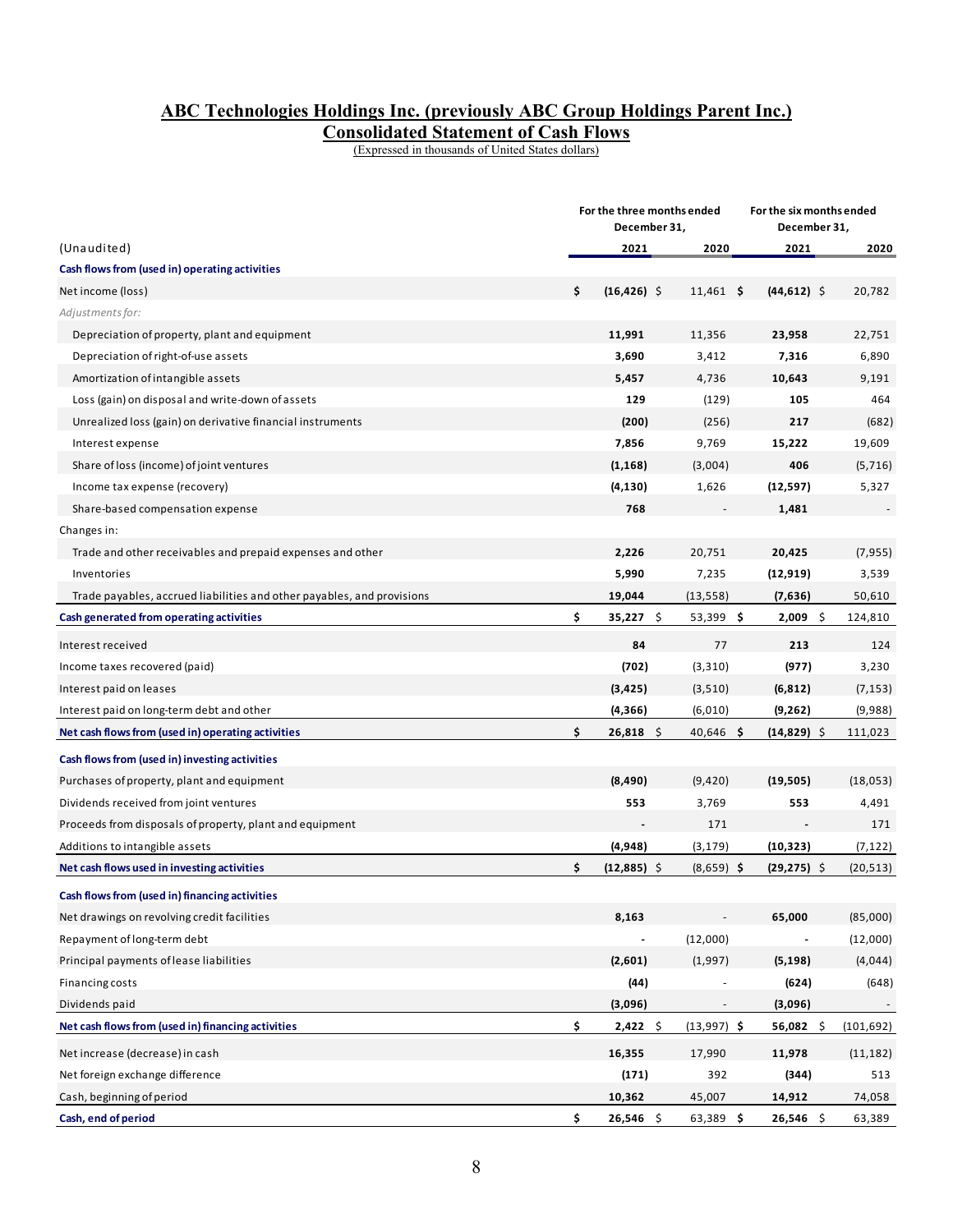# ABC Technologies Holdings Inc. (previously ABC Group Holdings Parent Inc.)

## Consolidated Statement of Cash Flows

(Expressed in thousands of United States dollars)

| (Unaudited) | For the three months ended December 31, 2021 | For the three months ended December 31, 2020 | For the six months ended December 31, 2021 | For the six months ended December 31, 2020 |
|---|---|---|---|---|
| **Cash flows from (used in) operating activities** | | | | |
| Net income (loss) | **$ (16,426)** | $ 11,461 | **$ (44,612)** | $ 20,782 |
| *Adjustments for:* | | | | |
| Depreciation of property, plant and equipment | **11,991** | 11,356 | **23,958** | 22,751 |
| Depreciation of right-of-use assets | **3,690** | 3,412 | **7,316** | 6,890 |
| Amortization of intangible assets | **5,457** | 4,736 | **10,643** | 9,191 |
| Loss (gain) on disposal and write-down of assets | **129** | (129) | **105** | 464 |
| Unrealized loss (gain) on derivative financial instruments | **(200)** | (256) | **217** | (682) |
| Interest expense | **7,856** | 9,769 | **15,222** | 19,609 |
| Share of loss (income) of joint ventures | **(1,168)** | (3,004) | **406** | (5,716) |
| Income tax expense (recovery) | **(4,130)** | 1,626 | **(12,597)** | 5,327 |
| Share-based compensation expense | **768** | - | **1,481** | - |
| Changes in: | | | | |
| Trade and other receivables and prepaid expenses and other | **2,226** | 20,751 | **20,425** | (7,955) |
| Inventories | **5,990** | 7,235 | **(12,919)** | 3,539 |
| Trade payables, accrued liabilities and other payables, and provisions | **19,044** | (13,558) | **(7,636)** | 50,610 |
| **Cash generated from operating activities** | **$ 35,227** | $ 53,399 | **$ 2,009** | $ 124,810 |
| Interest received | **84** | 77 | **213** | 124 |
| Income taxes recovered (paid) | **(702)** | (3,310) | **(977)** | 3,230 |
| Interest paid on leases | **(3,425)** | (3,510) | **(6,812)** | (7,153) |
| Interest paid on long-term debt and other | **(4,366)** | (6,010) | **(9,262)** | (9,988) |
| **Net cash flows from (used in) operating activities** | **$ 26,818** | $ 40,646 | **$ (14,829)** | $ 111,023 |
| **Cash flows from (used in) investing activities** | | | | |
| Purchases of property, plant and equipment | **(8,490)** | (9,420) | **(19,505)** | (18,053) |
| Dividends received from joint ventures | **553** | 3,769 | **553** | 4,491 |
| Proceeds from disposals of property, plant and equipment | **-** | 171 | **-** | 171 |
| Additions to intangible assets | **(4,948)** | (3,179) | **(10,323)** | (7,122) |
| **Net cash flows used in investing activities** | **$ (12,885)** | $ (8,659) | **$ (29,275)** | $ (20,513) |
| **Cash flows from (used in) financing activities** | | | | |
| Net drawings on revolving credit facilities | **8,163** | - | **65,000** | (85,000) |
| Repayment of long-term debt | **-** | (12,000) | **-** | (12,000) |
| Principal payments of lease liabilities | **(2,601)** | (1,997) | **(5,198)** | (4,044) |
| Financing costs | **(44)** | - | **(624)** | (648) |
| Dividends paid | **(3,096)** | - | **(3,096)** | - |
| **Net cash flows from (used in) financing activities** | **$ 2,422** | $ (13,997) | **$ 56,082** | $ (101,692) |
| Net increase (decrease) in cash | **16,355** | 17,990 | **11,978** | (11,182) |
| Net foreign exchange difference | **(171)** | 392 | **(344)** | 513 |
| Cash, beginning of period | **10,362** | 45,007 | **14,912** | 74,058 |
| **Cash, end of period** | **$ 26,546** | $ 63,389 | **$ 26,546** | $ 63,389 |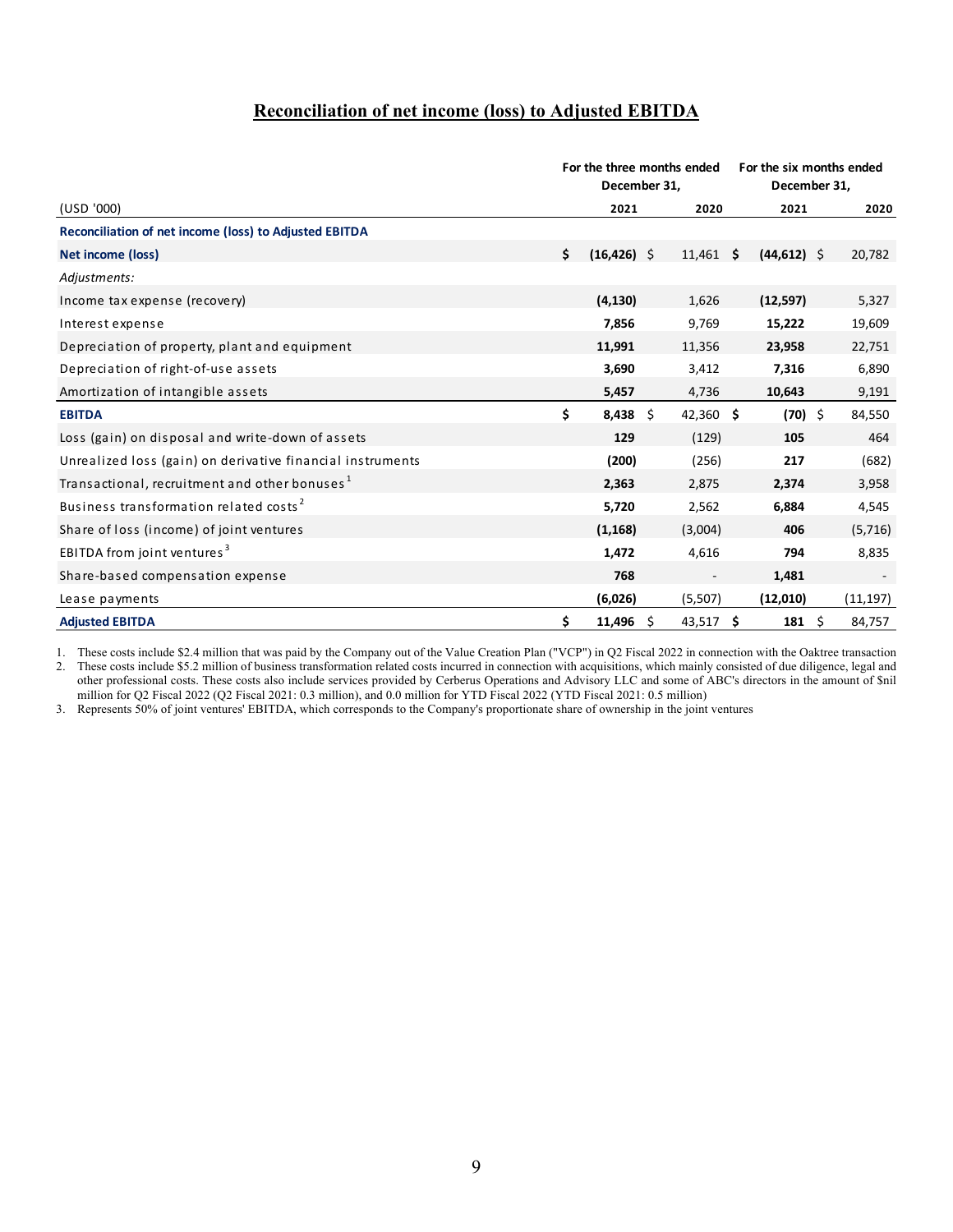## Reconciliation of net income (loss) to Adjusted EBITDA

| (USD '000) | For the three months ended December 31, 2021 | For the three months ended December 31, 2020 | For the six months ended December 31, 2021 | For the six months ended December 31, 2020 |
|---|---|---|---|---|
| **Reconciliation of net income (loss) to Adjusted EBITDA** | | | | |
| **Net income (loss)** | **$ (16,426)** | $ 11,461 | **$ (44,612)** | $ 20,782 |
| *Adjustments:* | | | | |
| Income tax expense (recovery) | **(4,130)** | 1,626 | **(12,597)** | 5,327 |
| Interest expense | **7,856** | 9,769 | **15,222** | 19,609 |
| Depreciation of property, plant and equipment | **11,991** | 11,356 | **23,958** | 22,751 |
| Depreciation of right-of-use assets | **3,690** | 3,412 | **7,316** | 6,890 |
| Amortization of intangible assets | **5,457** | 4,736 | **10,643** | 9,191 |
| **EBITDA** | **$ 8,438** | $ 42,360 | **$ (70)** | $ 84,550 |
| Loss (gain) on disposal and write-down of assets | **129** | (129) | **105** | 464 |
| Unrealized loss (gain) on derivative financial instruments | **(200)** | (256) | **217** | (682) |
| Transactional, recruitment and other bonuses [1] | **2,363** | 2,875 | **2,374** | 3,958 |
| Business transformation related costs [2] | **5,720** | 2,562 | **6,884** | 4,545 |
| Share of loss (income) of joint ventures | **(1,168)** | (3,004) | **406** | (5,716) |
| EBITDA from joint ventures [3] | **1,472** | 4,616 | **794** | 8,835 |
| Share-based compensation expense | **768** | - | **1,481** | - |
| Lease payments | **(6,026)** | (5,507) | **(12,010)** | (11,197) |
| **Adjusted EBITDA** | **$ 11,496** | $ 43,517 | **$ 181** | $ 84,757 |

1. These costs include $2.4 million that was paid by the Company out of the Value Creation Plan ("VCP") in Q2 Fiscal 2022 in connection with the Oaktree transaction
2. These costs include $5.2 million of business transformation related costs incurred in connection with acquisitions, which mainly consisted of due diligence, legal and other professional costs. These costs also include services provided by Cerberus Operations and Advisory LLC and some of ABC's directors in the amount of $nil million for Q2 Fiscal 2022 (Q2 Fiscal 2021: 0.3 million), and 0.0 million for YTD Fiscal 2022 (YTD Fiscal 2021: 0.5 million)
3. Represents 50% of joint ventures' EBITDA, which corresponds to the Company's proportionate share of ownership in the joint ventures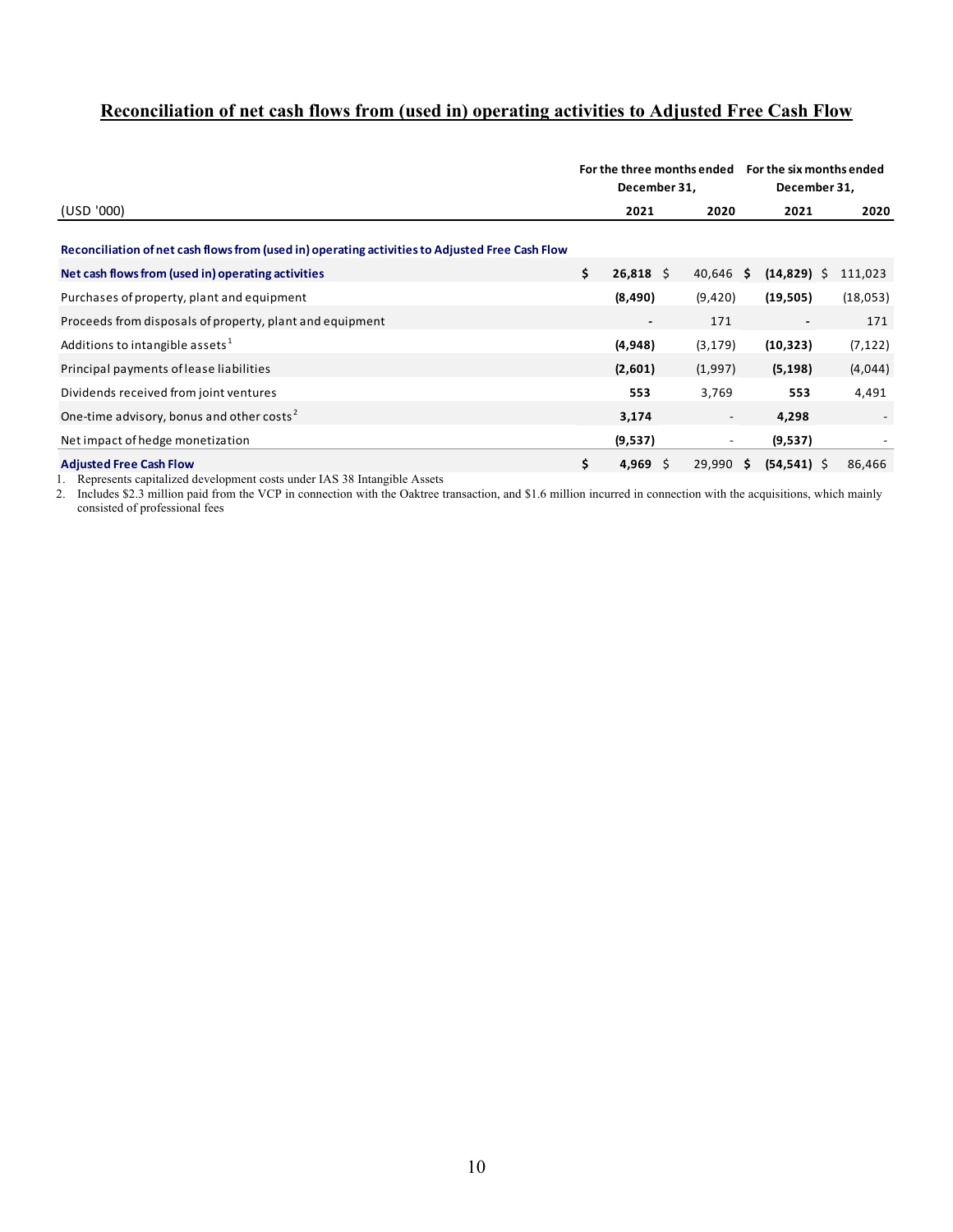## Reconciliation of net cash flows from (used in) operating activities to Adjusted Free Cash Flow

| (USD '000) | For the three months ended December 31, 2021 | For the three months ended December 31, 2020 | For the six months ended December 31, 2021 | For the six months ended December 31, 2020 |
|---|---|---|---|---|
| **Reconciliation of net cash flows from (used in) operating activities to Adjusted Free Cash Flow** | | | | |
| **Net cash flows from (used in) operating activities** | **$ 26,818** | $ 40,646 | **$ (14,829)** | $ 111,023 |
| Purchases of property, plant and equipment | **(8,490)** | (9,420) | **(19,505)** | (18,053) |
| Proceeds from disposals of property, plant and equipment | **-** | 171 | **-** | 171 |
| Additions to intangible assets [1] | **(4,948)** | (3,179) | **(10,323)** | (7,122) |
| Principal payments of lease liabilities | **(2,601)** | (1,997) | **(5,198)** | (4,044) |
| Dividends received from joint ventures | **553** | 3,769 | **553** | 4,491 |
| One-time advisory, bonus and other costs [2] | **3,174** | - | **4,298** | - |
| Net impact of hedge monetization | **(9,537)** | - | **(9,537)** | - |
| **Adjusted Free Cash Flow** | **$ 4,969** | $ 29,990 | **$ (54,541)** | $ 86,466 |

1. Represents capitalized development costs under IAS 38 Intangible Assets
2. Includes $2.3 million paid from the VCP in connection with the Oaktree transaction, and $1.6 million incurred in connection with the acquisitions, which mainly consisted of professional fees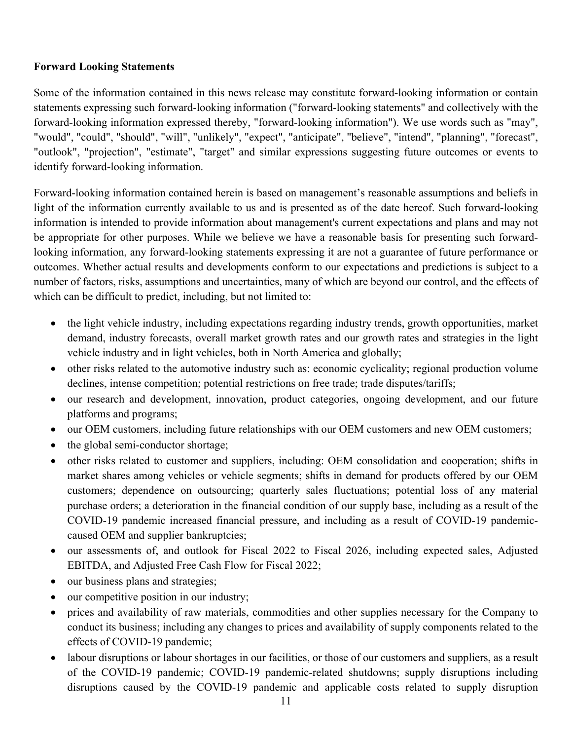**Forward Looking Statements**

Some of the information contained in this news release may constitute forward-looking information or contain statements expressing such forward-looking information ("forward-looking statements" and collectively with the forward-looking information expressed thereby, "forward-looking information"). We use words such as "may", "would", "could", "should", "will", "unlikely", "expect", "anticipate", "believe", "intend", "planning", "forecast", "outlook", "projection", "estimate", "target" and similar expressions suggesting future outcomes or events to identify forward-looking information.

Forward-looking information contained herein is based on management's reasonable assumptions and beliefs in light of the information currently available to us and is presented as of the date hereof. Such forward-looking information is intended to provide information about management's current expectations and plans and may not be appropriate for other purposes. While we believe we have a reasonable basis for presenting such forward-looking information, any forward-looking statements expressing it are not a guarantee of future performance or outcomes. Whether actual results and developments conform to our expectations and predictions is subject to a number of factors, risks, assumptions and uncertainties, many of which are beyond our control, and the effects of which can be difficult to predict, including, but not limited to:

- the light vehicle industry, including expectations regarding industry trends, growth opportunities, market demand, industry forecasts, overall market growth rates and our growth rates and strategies in the light vehicle industry and in light vehicles, both in North America and globally;
- other risks related to the automotive industry such as: economic cyclicality; regional production volume declines, intense competition; potential restrictions on free trade; trade disputes/tariffs;
- our research and development, innovation, product categories, ongoing development, and our future platforms and programs;
- our OEM customers, including future relationships with our OEM customers and new OEM customers;
- the global semi-conductor shortage;
- other risks related to customer and suppliers, including: OEM consolidation and cooperation; shifts in market shares among vehicles or vehicle segments; shifts in demand for products offered by our OEM customers; dependence on outsourcing; quarterly sales fluctuations; potential loss of any material purchase orders; a deterioration in the financial condition of our supply base, including as a result of the COVID-19 pandemic increased financial pressure, and including as a result of COVID-19 pandemic-caused OEM and supplier bankruptcies;
- our assessments of, and outlook for Fiscal 2022 to Fiscal 2026, including expected sales, Adjusted EBITDA, and Adjusted Free Cash Flow for Fiscal 2022;
- our business plans and strategies;
- our competitive position in our industry;
- prices and availability of raw materials, commodities and other supplies necessary for the Company to conduct its business; including any changes to prices and availability of supply components related to the effects of COVID-19 pandemic;
- labour disruptions or labour shortages in our facilities, or those of our customers and suppliers, as a result of the COVID-19 pandemic; COVID-19 pandemic-related shutdowns; supply disruptions including disruptions caused by the COVID-19 pandemic and applicable costs related to supply disruption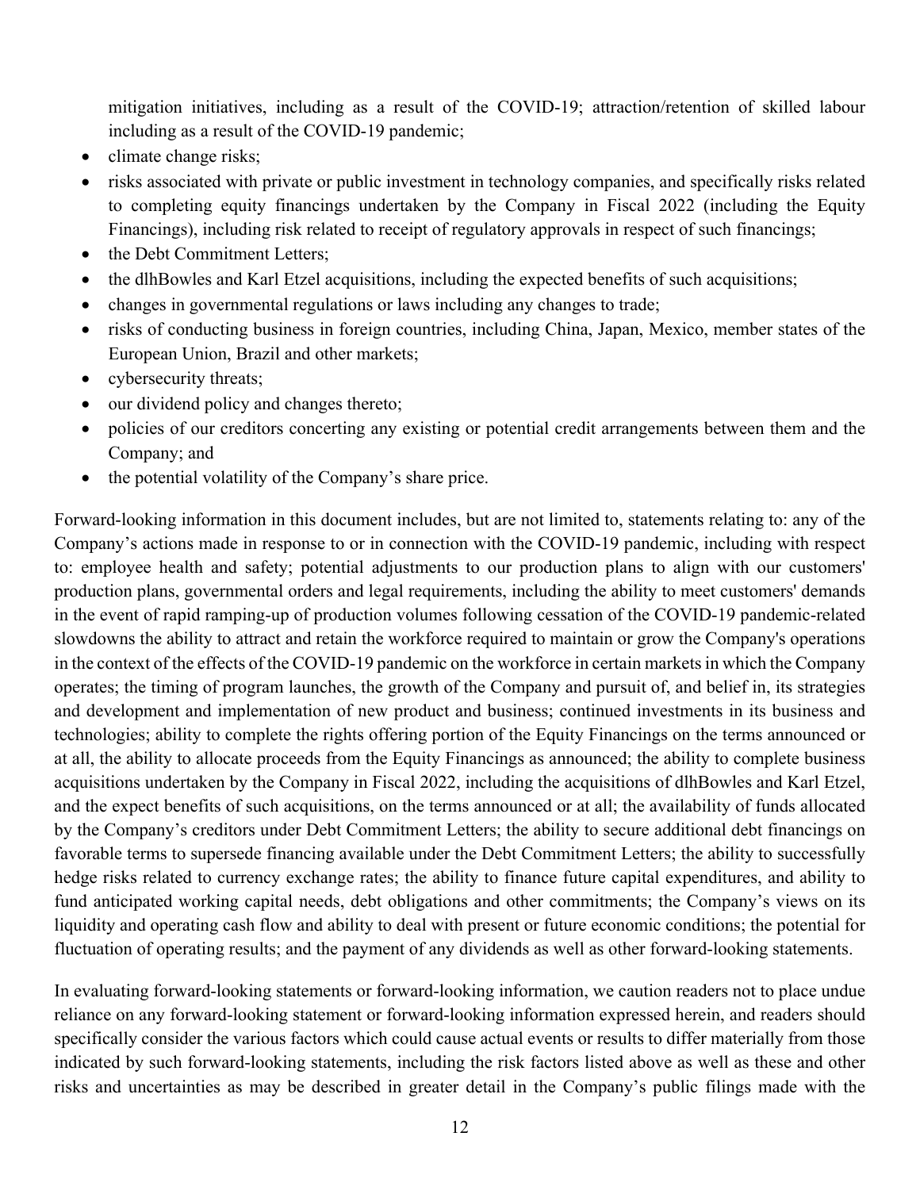mitigation initiatives, including as a result of the COVID-19; attraction/retention of skilled labour including as a result of the COVID-19 pandemic;

- climate change risks;
- risks associated with private or public investment in technology companies, and specifically risks related to completing equity financings undertaken by the Company in Fiscal 2022 (including the Equity Financings), including risk related to receipt of regulatory approvals in respect of such financings;
- the Debt Commitment Letters;
- the dlhBowles and Karl Etzel acquisitions, including the expected benefits of such acquisitions;
- changes in governmental regulations or laws including any changes to trade;
- risks of conducting business in foreign countries, including China, Japan, Mexico, member states of the European Union, Brazil and other markets;
- cybersecurity threats;
- our dividend policy and changes thereto;
- policies of our creditors concerning any existing or potential credit arrangements between them and the Company; and
- the potential volatility of the Company's share price.

Forward-looking information in this document includes, but are not limited to, statements relating to: any of the Company's actions made in response to or in connection with the COVID-19 pandemic, including with respect to: employee health and safety; potential adjustments to our production plans to align with our customers' production plans, governmental orders and legal requirements, including the ability to meet customers' demands in the event of rapid ramping-up of production volumes following cessation of the COVID-19 pandemic-related slowdowns the ability to attract and retain the workforce required to maintain or grow the Company's operations in the context of the effects of the COVID-19 pandemic on the workforce in certain markets in which the Company operates; the timing of program launches, the growth of the Company and pursuit of, and belief in, its strategies and development and implementation of new product and business; continued investments in its business and technologies; ability to complete the rights offering portion of the Equity Financings on the terms announced or at all, the ability to allocate proceeds from the Equity Financings as announced; the ability to complete business acquisitions undertaken by the Company in Fiscal 2022, including the acquisitions of dlhBowles and Karl Etzel, and the expect benefits of such acquisitions, on the terms announced or at all; the availability of funds allocated by the Company's creditors under Debt Commitment Letters; the ability to secure additional debt financings on favorable terms to supersede financing available under the Debt Commitment Letters; the ability to successfully hedge risks related to currency exchange rates; the ability to finance future capital expenditures, and ability to fund anticipated working capital needs, debt obligations and other commitments; the Company's views on its liquidity and operating cash flow and ability to deal with present or future economic conditions; the potential for fluctuation of operating results; and the payment of any dividends as well as other forward-looking statements.

In evaluating forward-looking statements or forward-looking information, we caution readers not to place undue reliance on any forward-looking statement or forward-looking information expressed herein, and readers should specifically consider the various factors which could cause actual events or results to differ materially from those indicated by such forward-looking statements, including the risk factors listed above as well as these and other risks and uncertainties as may be described in greater detail in the Company's public filings made with the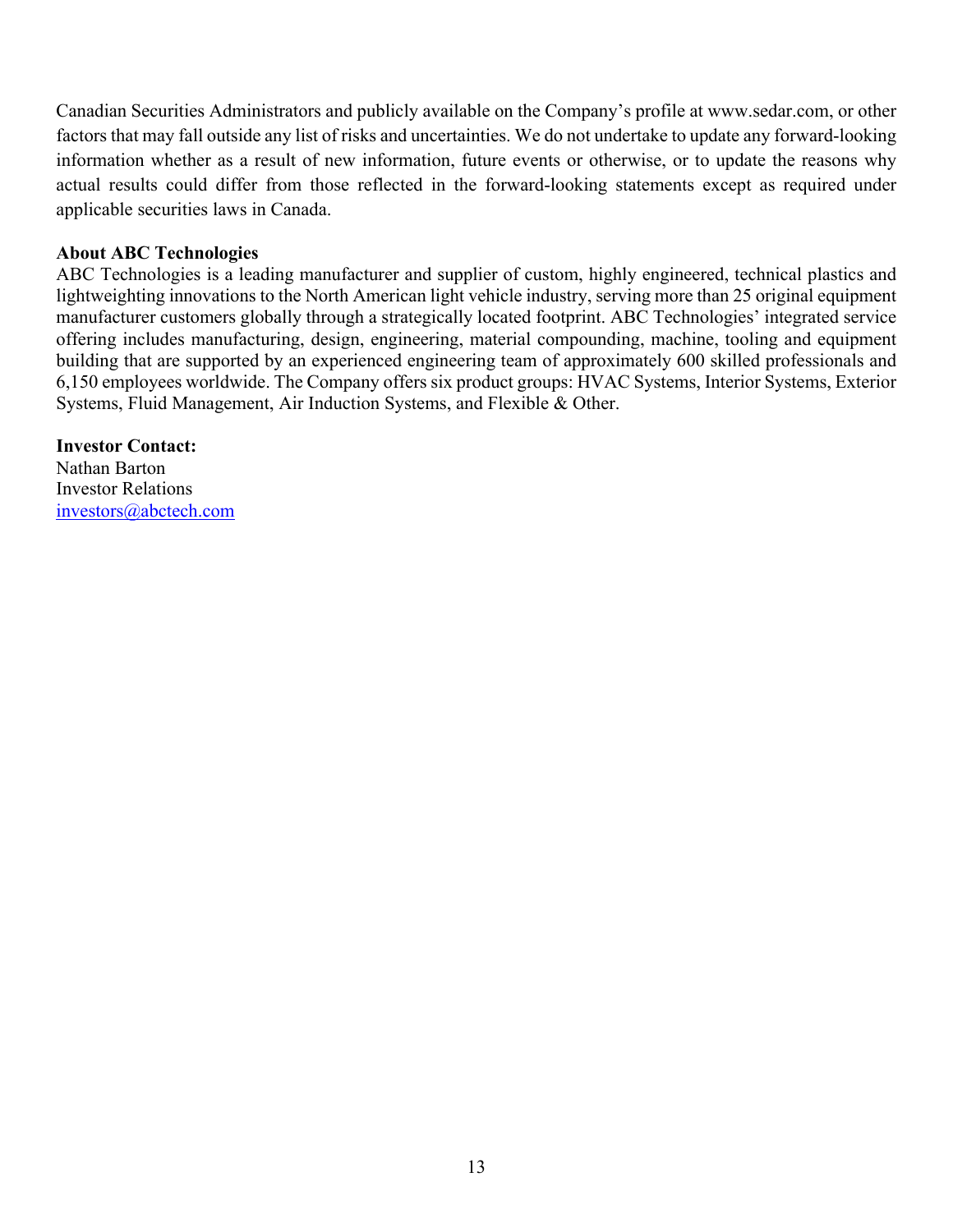Canadian Securities Administrators and publicly available on the Company's profile at www.sedar.com, or other factors that may fall outside any list of risks and uncertainties. We do not undertake to update any forward-looking information whether as a result of new information, future events or otherwise, or to update the reasons why actual results could differ from those reflected in the forward-looking statements except as required under applicable securities laws in Canada.

**About ABC Technologies**

ABC Technologies is a leading manufacturer and supplier of custom, highly engineered, technical plastics and lightweighting innovations to the North American light vehicle industry, serving more than 25 original equipment manufacturer customers globally through a strategically located footprint. ABC Technologies' integrated service offering includes manufacturing, design, engineering, material compounding, machine, tooling and equipment building that are supported by an experienced engineering team of approximately 600 skilled professionals and 6,150 employees worldwide. The Company offers six product groups: HVAC Systems, Interior Systems, Exterior Systems, Fluid Management, Air Induction Systems, and Flexible & Other.

**Investor Contact:**
Nathan Barton
Investor Relations
investors@abctech.com